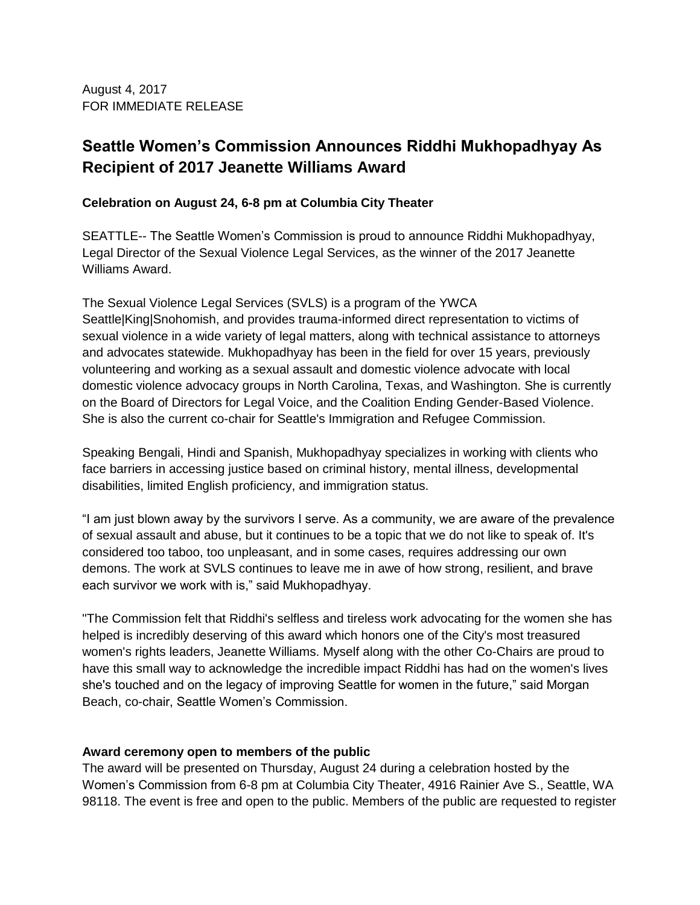August 4, 2017
FOR IMMEDIATE RELEASE

# Seattle Women's Commission Announces Riddhi Mukhopadhyay As Recipient of 2017 Jeanette Williams Award

**Celebration on August 24, 6-8 pm at Columbia City Theater**

SEATTLE-- The Seattle Women's Commission is proud to announce Riddhi Mukhopadhyay, Legal Director of the Sexual Violence Legal Services, as the winner of the 2017 Jeanette Williams Award.

The Sexual Violence Legal Services (SVLS) is a program of the YWCA Seattle|King|Snohomish, and provides trauma-informed direct representation to victims of sexual violence in a wide variety of legal matters, along with technical assistance to attorneys and advocates statewide. Mukhopadhyay has been in the field for over 15 years, previously volunteering and working as a sexual assault and domestic violence advocate with local domestic violence advocacy groups in North Carolina, Texas, and Washington. She is currently on the Board of Directors for Legal Voice, and the Coalition Ending Gender-Based Violence. She is also the current co-chair for Seattle's Immigration and Refugee Commission.

Speaking Bengali, Hindi and Spanish, Mukhopadhyay specializes in working with clients who face barriers in accessing justice based on criminal history, mental illness, developmental disabilities, limited English proficiency, and immigration status.

"I am just blown away by the survivors I serve. As a community, we are aware of the prevalence of sexual assault and abuse, but it continues to be a topic that we do not like to speak of. It's considered too taboo, too unpleasant, and in some cases, requires addressing our own demons. The work at SVLS continues to leave me in awe of how strong, resilient, and brave each survivor we work with is," said Mukhopadhyay.

"The Commission felt that Riddhi's selfless and tireless work advocating for the women she has helped is incredibly deserving of this award which honors one of the City's most treasured women's rights leaders, Jeanette Williams. Myself along with the other Co-Chairs are proud to have this small way to acknowledge the incredible impact Riddhi has had on the women's lives she's touched and on the legacy of improving Seattle for women in the future," said Morgan Beach, co-chair, Seattle Women's Commission.

**Award ceremony open to members of the public**

The award will be presented on Thursday, August 24 during a celebration hosted by the Women's Commission from 6-8 pm at Columbia City Theater, 4916 Rainier Ave S., Seattle, WA 98118. The event is free and open to the public. Members of the public are requested to register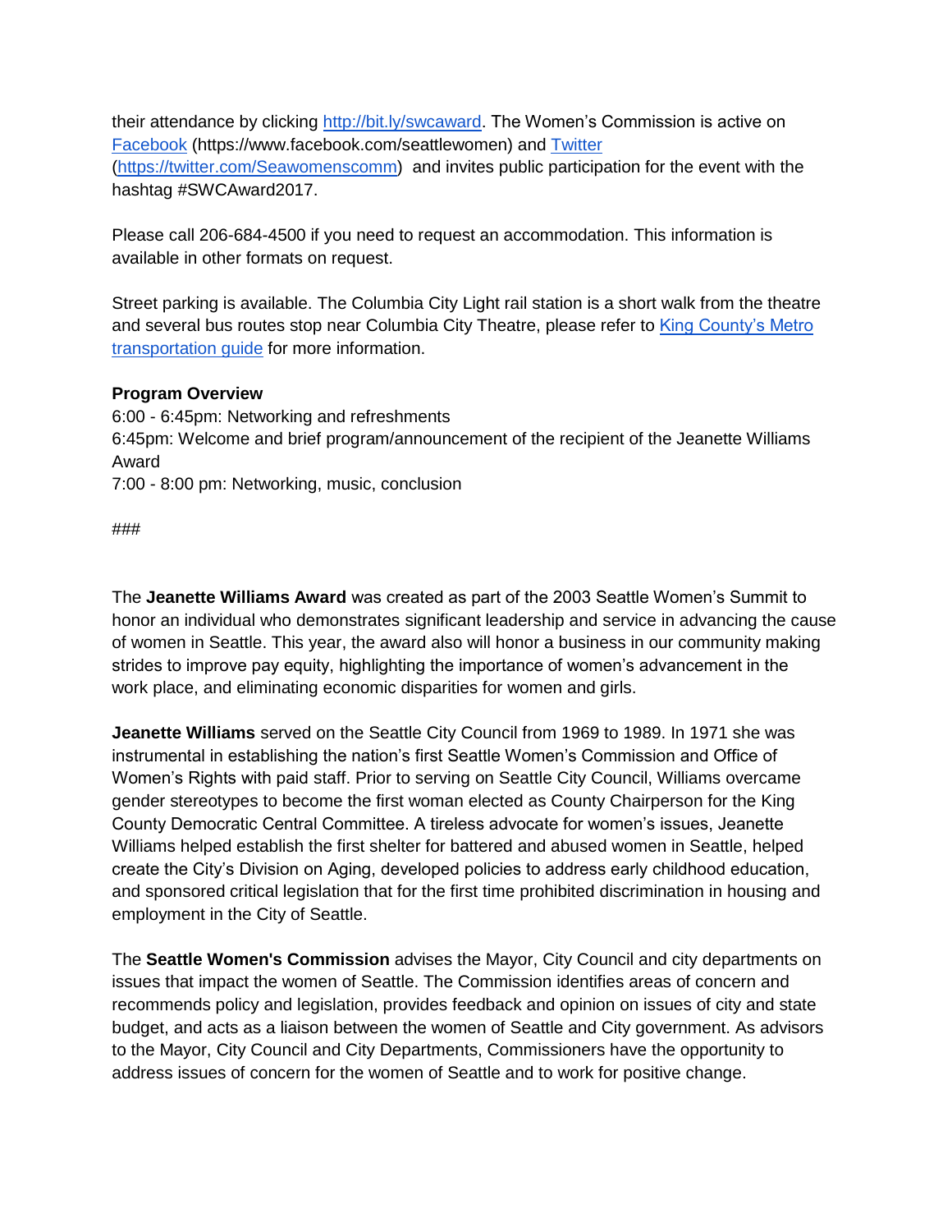their attendance by clicking [http://bit.ly/swcaward](http://bit.ly/swcaward). The Women's Commission is active on [Facebook](https://www.facebook.com/seattlewomen) (https://www.facebook.com/seattlewomen) and [Twitter](https://twitter.com/Seawomenscomm) ([https://twitter.com/Seawomenscomm](https://twitter.com/Seawomenscomm)) and invites public participation for the event with the hashtag #SWCAward2017.

Please call 206-684-4500 if you need to request an accommodation. This information is available in other formats on request.

Street parking is available. The Columbia City Light rail station is a short walk from the theatre and several bus routes stop near Columbia City Theatre, please refer to King County's Metro transportation guide for more information.

**Program Overview**

6:00 - 6:45pm: Networking and refreshments
6:45pm: Welcome and brief program/announcement of the recipient of the Jeanette Williams Award
7:00 - 8:00 pm: Networking, music, conclusion

###

The **Jeanette Williams Award** was created as part of the 2003 Seattle Women's Summit to honor an individual who demonstrates significant leadership and service in advancing the cause of women in Seattle. This year, the award also will honor a business in our community making strides to improve pay equity, highlighting the importance of women's advancement in the work place, and eliminating economic disparities for women and girls.

**Jeanette Williams** served on the Seattle City Council from 1969 to 1989. In 1971 she was instrumental in establishing the nation's first Seattle Women's Commission and Office of Women's Rights with paid staff. Prior to serving on Seattle City Council, Williams overcame gender stereotypes to become the first woman elected as County Chairperson for the King County Democratic Central Committee. A tireless advocate for women's issues, Jeanette Williams helped establish the first shelter for battered and abused women in Seattle, helped create the City's Division on Aging, developed policies to address early childhood education, and sponsored critical legislation that for the first time prohibited discrimination in housing and employment in the City of Seattle.

The **Seattle Women's Commission** advises the Mayor, City Council and city departments on issues that impact the women of Seattle. The Commission identifies areas of concern and recommends policy and legislation, provides feedback and opinion on issues of city and state budget, and acts as a liaison between the women of Seattle and City government. As advisors to the Mayor, City Council and City Departments, Commissioners have the opportunity to address issues of concern for the women of Seattle and to work for positive change.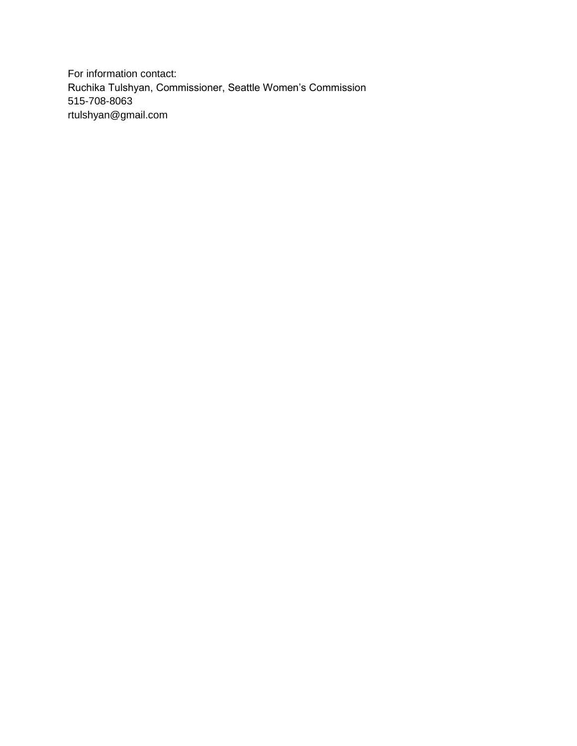For information contact:  
Ruchika Tulshyan, Commissioner, Seattle Women's Commission  
515-708-8063  
rtulshyan@gmail.com